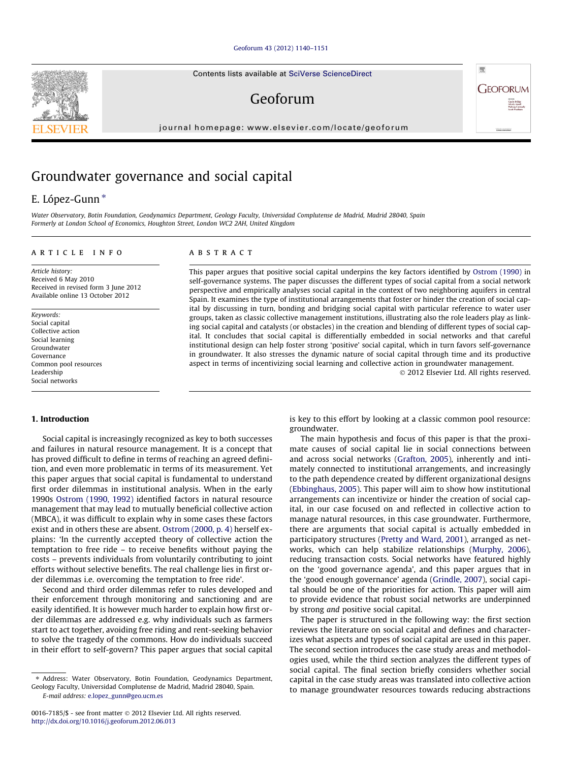# Groundwater governance and social capital

E. López-Gunn *

*Water Observatory, Botin Foundation, Geodynamics Department, Geology Faculty, Universidad Complutense de Madrid, Madrid 28040, Spain*
*Formerly at London School of Economics, Houghton Street, London WC2 2AH, United Kingdom*

**ARTICLE INFO**

*Article history:*
Received 6 May 2010
Received in revised form 3 June 2012
Available online 13 October 2012

*Keywords:*
Social capital
Collective action
Social learning
Groundwater
Governance
Common pool resources
Leadership
Social networks

**ABSTRACT**

This paper argues that positive social capital underpins the key factors identified by Ostrom (1990) in self-governance systems. The paper discusses the different types of social capital from a social network perspective and empirically analyses social capital in the context of two neighboring aquifers in central Spain. It examines the type of institutional arrangements that foster or hinder the creation of social capital by discussing in turn, bonding and bridging social capital with particular reference to water user groups, taken as classic collective management institutions, illustrating also the role leaders play as linking social capital and catalysts (or obstacles) in the creation and blending of different types of social capital. It concludes that social capital is differentially embedded in social networks and that careful institutional design can help foster strong 'positive' social capital, which in turn favors self-governance in groundwater. It also stresses the dynamic nature of social capital through time and its productive aspect in terms of incentivizing social learning and collective action in groundwater management.

© 2012 Elsevier Ltd. All rights reserved.

## 1. Introduction

Social capital is increasingly recognized as key to both successes and failures in natural resource management. It is a concept that has proved difficult to define in terms of reaching an agreed definition, and even more problematic in terms of its measurement. Yet this paper argues that social capital is fundamental to understand first order dilemmas in institutional analysis. When in the early 1990s Ostrom (1990, 1992) identified factors in natural resource management that may lead to mutually beneficial collective action (MBCA), it was difficult to explain why in some cases these factors exist and in others these are absent. Ostrom (2000, p. 4) herself explains: 'In the currently accepted theory of collective action the temptation to free ride – to receive benefits without paying the costs – prevents individuals from voluntarily contributing to joint efforts without selective benefits. The real challenge lies in first order dilemmas i.e. overcoming the temptation to free ride'.

Second and third order dilemmas refer to rules developed and their enforcement through monitoring and sanctioning and are easily identified. It is however much harder to explain how first order dilemmas are addressed e.g. why individuals such as farmers start to act together, avoiding free riding and rent-seeking behavior to solve the tragedy of the commons. How do individuals succeed in their effort to self-govern? This paper argues that social capital is key to this effort by looking at a classic common pool resource: groundwater.

The main hypothesis and focus of this paper is that the proximate causes of social capital lie in social connections between and across social networks (Grafton, 2005), inherently and intimately connected to institutional arrangements, and increasingly to the path dependence created by different organizational designs (Ebbinghaus, 2005). This paper will aim to show how institutional arrangements can incentivize or hinder the creation of social capital, in our case focused on and reflected in collective action to manage natural resources, in this case groundwater. Furthermore, there are arguments that social capital is actually embedded in participatory structures (Pretty and Ward, 2001), arranged as networks, which can help stabilize relationships (Murphy, 2006), reducing transaction costs. Social networks have featured highly on the 'good governance agenda', and this paper argues that in the 'good enough governance' agenda (Grindle, 2007), social capital should be one of the priorities for action. This paper will aim to provide evidence that robust social networks are underpinned by strong *and* positive social capital.

The paper is structured in the following way: the first section reviews the literature on social capital and defines and characterizes what aspects and types of social capital are used in this paper. The second section introduces the case study areas and methodologies used, while the third section analyzes the different types of social capital. The final section briefly considers whether social capital in the case study areas was translated into collective action to manage groundwater resources towards reducing abstractions

* Address: Water Observatory, Botin Foundation, Geodynamics Department, Geology Faculty, Universidad Complutense de Madrid, Madrid 28040, Spain.
E-mail address: e.lopez_gunn@geo.ucm.es

0016-7185/$ - see front matter © 2012 Elsevier Ltd. All rights reserved.
http://dx.doi.org/10.1016/j.geoforum.2012.06.013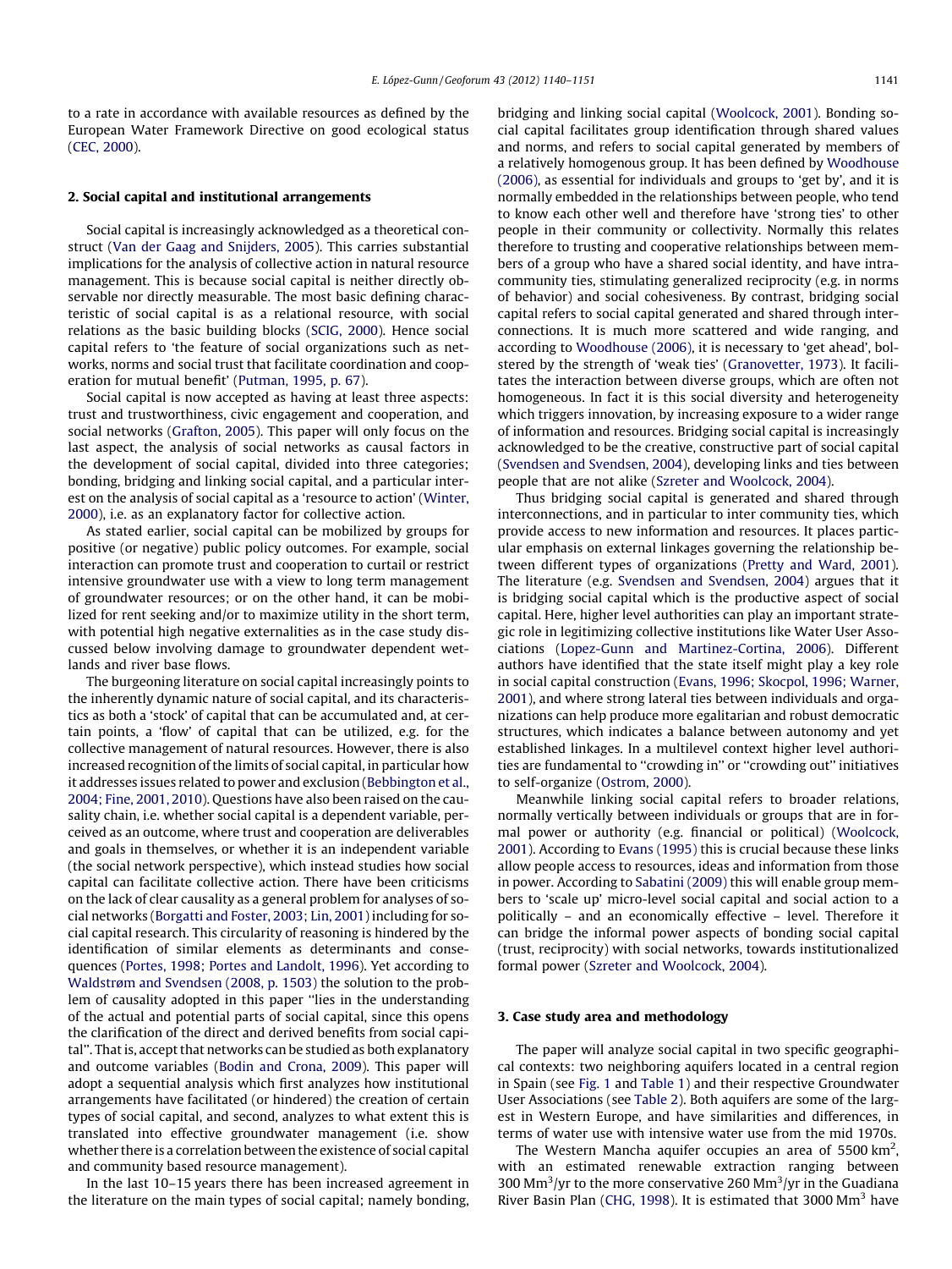to a rate in accordance with available resources as defined by the European Water Framework Directive on good ecological status (CEC, 2000).

## 2. Social capital and institutional arrangements

Social capital is increasingly acknowledged as a theoretical construct (Van der Gaag and Snijders, 2005). This carries substantial implications for the analysis of collective action in natural resource management. This is because social capital is neither directly observable nor directly measurable. The most basic defining characteristic of social capital is as a relational resource, with social relations as the basic building blocks (SCIG, 2000). Hence social capital refers to 'the feature of social organizations such as networks, norms and social trust that facilitate coordination and cooperation for mutual benefit' (Putman, 1995, p. 67).

Social capital is now accepted as having at least three aspects: trust and trustworthiness, civic engagement and cooperation, and social networks (Grafton, 2005). This paper will only focus on the last aspect, the analysis of social networks as causal factors in the development of social capital, divided into three categories; bonding, bridging and linking social capital, and a particular interest on the analysis of social capital as a 'resource to action' (Winter, 2000), i.e. as an explanatory factor for collective action.

As stated earlier, social capital can be mobilized by groups for positive (or negative) public policy outcomes. For example, social interaction can promote trust and cooperation to curtail or restrict intensive groundwater use with a view to long term management of groundwater resources; or on the other hand, it can be mobilized for rent seeking and/or to maximize utility in the short term, with potential high negative externalities as in the case study discussed below involving damage to groundwater dependent wetlands and river base flows.

The burgeoning literature on social capital increasingly points to the inherently dynamic nature of social capital, and its characteristics as both a 'stock' of capital that can be accumulated and, at certain points, a 'flow' of capital that can be utilized, e.g. for the collective management of natural resources. However, there is also increased recognition of the limits of social capital, in particular how it addresses issues related to power and exclusion (Bebbington et al., 2004; Fine, 2001, 2010). Questions have also been raised on the causality chain, i.e. whether social capital is a dependent variable, perceived as an outcome, where trust and cooperation are deliverables and goals in themselves, or whether it is an independent variable (the social network perspective), which instead studies how social capital can facilitate collective action. There have been criticisms on the lack of clear causality as a general problem for analyses of social networks (Borgatti and Foster, 2003; Lin, 2001) including for social capital research. This circularity of reasoning is hindered by the identification of similar elements as determinants and consequences (Portes, 1998; Portes and Landolt, 1996). Yet according to Waldstrøm and Svendsen (2008, p. 1503) the solution to the problem of causality adopted in this paper "lies in the understanding of the actual and potential parts of social capital, since this opens the clarification of the direct and derived benefits from social capital". That is, accept that networks can be studied as both explanatory and outcome variables (Bodin and Crona, 2009). This paper will adopt a sequential analysis which first analyzes how institutional arrangements have facilitated (or hindered) the creation of certain types of social capital, and second, analyzes to what extent this is translated into effective groundwater management (i.e. show whether there is a correlation between the existence of social capital and community based resource management).

In the last 10–15 years there has been increased agreement in the literature on the main types of social capital; namely bonding, bridging and linking social capital (Woolcock, 2001). Bonding social capital facilitates group identification through shared values and norms, and refers to social capital generated by members of a relatively homogenous group. It has been defined by Woodhouse (2006), as essential for individuals and groups to 'get by', and it is normally embedded in the relationships between people, who tend to know each other well and therefore have 'strong ties' to other people in their community or collectivity. Normally this relates therefore to trusting and cooperative relationships between members of a group who have a shared social identity, and have intra-community ties, stimulating generalized reciprocity (e.g. in norms of behavior) and social cohesiveness. By contrast, bridging social capital refers to social capital generated and shared through interconnections. It is much more scattered and wide ranging, and according to Woodhouse (2006), it is necessary to 'get ahead', bolstered by the strength of 'weak ties' (Granovetter, 1973). It facilitates the interaction between diverse groups, which are often not homogeneous. In fact it is this social diversity and heterogeneity which triggers innovation, by increasing exposure to a wider range of information and resources. Bridging social capital is increasingly acknowledged to be the creative, constructive part of social capital (Svendsen and Svendsen, 2004), developing links and ties between people that are not alike (Szreter and Woolcock, 2004).

Thus bridging social capital is generated and shared through interconnections, and in particular to inter community ties, which provide access to new information and resources. It places particular emphasis on external linkages governing the relationship between different types of organizations (Pretty and Ward, 2001). The literature (e.g. Svendsen and Svendsen, 2004) argues that it is bridging social capital which is the productive aspect of social capital. Here, higher level authorities can play an important strategic role in legitimizing collective institutions like Water User Associations (Lopez-Gunn and Martinez-Cortina, 2006). Different authors have identified that the state itself might play a key role in social capital construction (Evans, 1996; Skocpol, 1996; Warner, 2001), and where strong lateral ties between individuals and organizations can help produce more egalitarian and robust democratic structures, which indicates a balance between autonomy and yet established linkages. In a multilevel context higher level authorities are fundamental to "crowding in" or "crowding out" initiatives to self-organize (Ostrom, 2000).

Meanwhile linking social capital refers to broader relations, normally vertically between individuals or groups that are in formal power or authority (e.g. financial or political) (Woolcock, 2001). According to Evans (1995) this is crucial because these links allow people access to resources, ideas and information from those in power. According to Sabatini (2009) this will enable group members to 'scale up' micro-level social capital and social action to a politically – and an economically effective – level. Therefore it can bridge the informal power aspects of bonding social capital (trust, reciprocity) with social networks, towards institutionalized formal power (Szreter and Woolcock, 2004).

## 3. Case study area and methodology

The paper will analyze social capital in two specific geographical contexts: two neighboring aquifers located in a central region in Spain (see Fig. 1 and Table 1) and their respective Groundwater User Associations (see Table 2). Both aquifers are some of the largest in Western Europe, and have similarities and differences, in terms of water use with intensive water use from the mid 1970s.

The Western Mancha aquifer occupies an area of 5500 km$^2$, with an estimated renewable extraction ranging between 300 Mm$^3$/yr to the more conservative 260 Mm$^3$/yr in the Guadiana River Basin Plan (CHG, 1998). It is estimated that 3000 Mm$^3$ have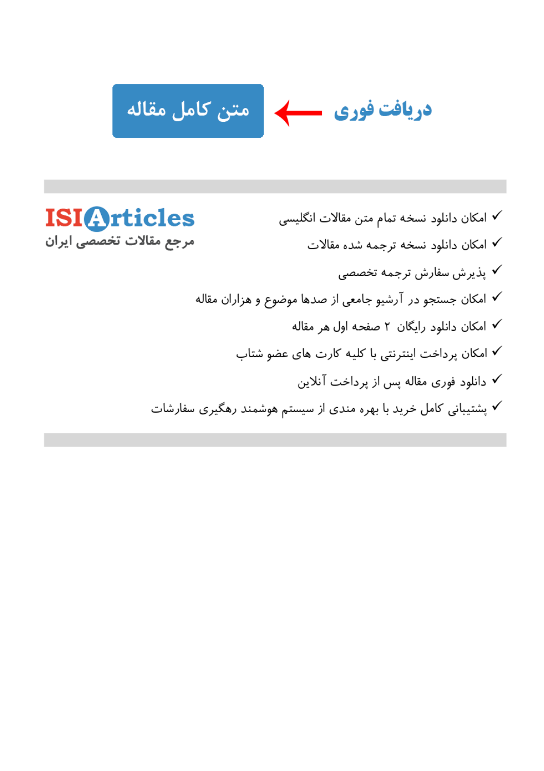دریافت فوری ← متن کامل مقاله

**ISIArticles**
مرجع مقالات تخصصی ایران

- ✓ امکان دانلود نسخه تمام متن مقالات انگلیسی
- ✓ امکان دانلود نسخه ترجمه شده مقالات
- ✓ پذیرش سفارش ترجمه تخصصی
- ✓ امکان جستجو در آرشیو جامعی از صدها موضوع و هزاران مقاله
- ✓ امکان دانلود رایگان ۲ صفحه اول هر مقاله
- ✓ امکان پرداخت اینترنتی با کلیه کارت های عضو شتاب
- ✓ دانلود فوری مقاله پس از پرداخت آنلاین
- ✓ پشتیبانی کامل خرید با بهره مندی از سیستم هوشمند رهگیری سفارشات